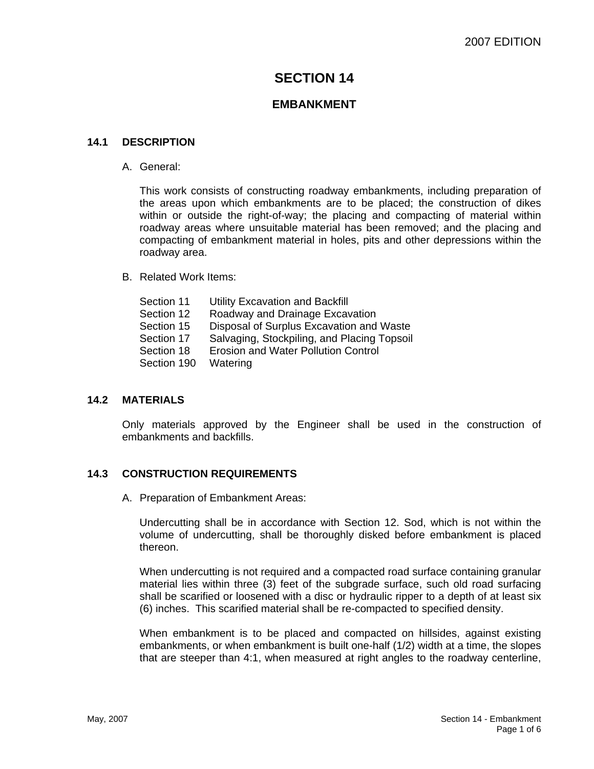# SECTION 14

## EMBANKMENT

### 14.1 DESCRIPTION

A. General:

This work consists of constructing roadway embankments, including preparation of the areas upon which embankments are to be placed; the construction of dikes within or outside the right-of-way; the placing and compacting of material within roadway areas where unsuitable material has been removed; and the placing and compacting of embankment material in holes, pits and other depressions within the roadway area.

B. Related Work Items:

| | |
|---|---|
| Section 11 | Utility Excavation and Backfill |
| Section 12 | Roadway and Drainage Excavation |
| Section 15 | Disposal of Surplus Excavation and Waste |
| Section 17 | Salvaging, Stockpiling, and Placing Topsoil |
| Section 18 | Erosion and Water Pollution Control |
| Section 190 | Watering |

### 14.2 MATERIALS

Only materials approved by the Engineer shall be used in the construction of embankments and backfills.

### 14.3 CONSTRUCTION REQUIREMENTS

A. Preparation of Embankment Areas:

Undercutting shall be in accordance with Section 12. Sod, which is not within the volume of undercutting, shall be thoroughly disked before embankment is placed thereon.

When undercutting is not required and a compacted road surface containing granular material lies within three (3) feet of the subgrade surface, such old road surfacing shall be scarified or loosened with a disc or hydraulic ripper to a depth of at least six (6) inches. This scarified material shall be re-compacted to specified density.

When embankment is to be placed and compacted on hillsides, against existing embankments, or when embankment is built one-half (1/2) width at a time, the slopes that are steeper than 4:1, when measured at right angles to the roadway centerline,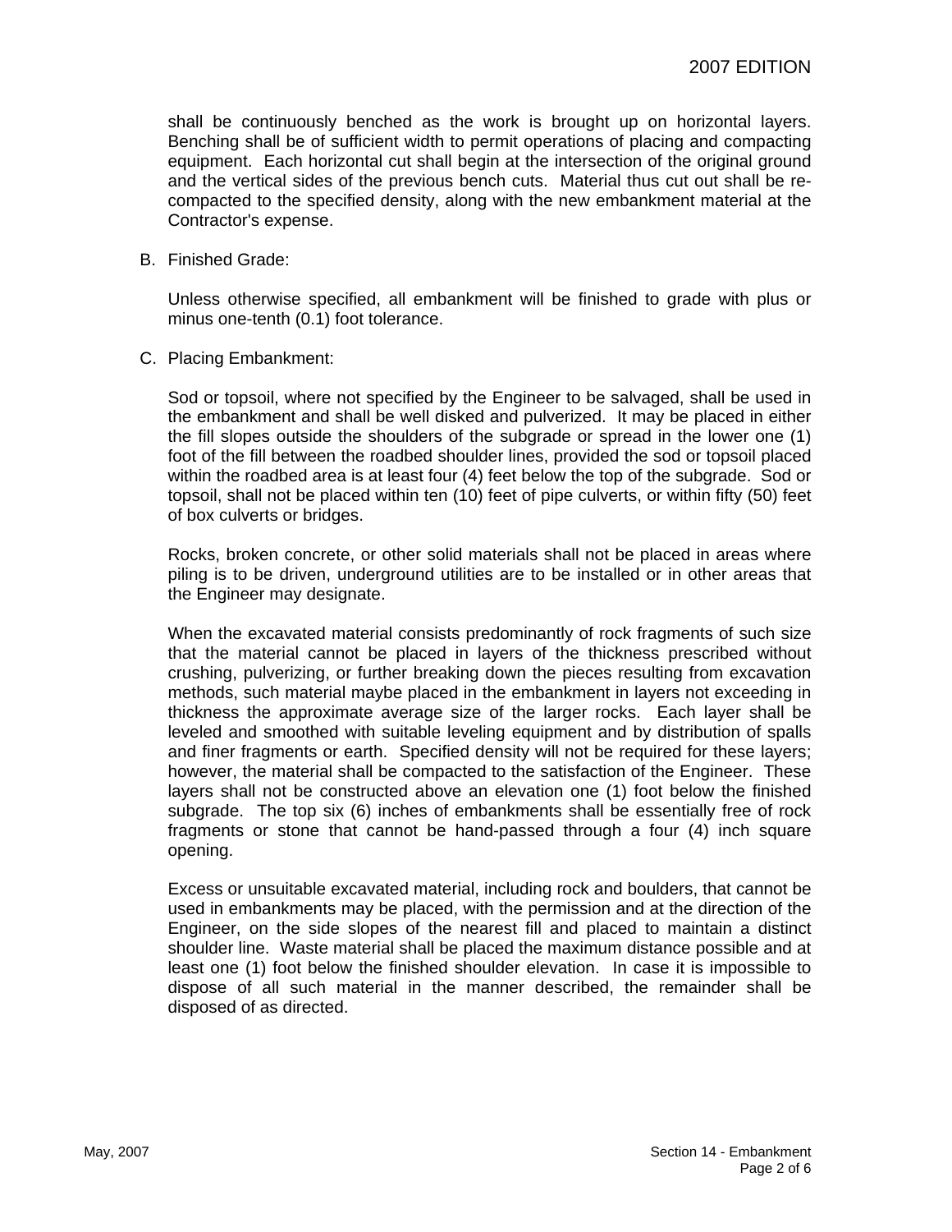shall be continuously benched as the work is brought up on horizontal layers. Benching shall be of sufficient width to permit operations of placing and compacting equipment. Each horizontal cut shall begin at the intersection of the original ground and the vertical sides of the previous bench cuts. Material thus cut out shall be re-compacted to the specified density, along with the new embankment material at the Contractor's expense.

B. Finished Grade:

Unless otherwise specified, all embankment will be finished to grade with plus or minus one-tenth (0.1) foot tolerance.

C. Placing Embankment:

Sod or topsoil, where not specified by the Engineer to be salvaged, shall be used in the embankment and shall be well disked and pulverized. It may be placed in either the fill slopes outside the shoulders of the subgrade or spread in the lower one (1) foot of the fill between the roadbed shoulder lines, provided the sod or topsoil placed within the roadbed area is at least four (4) feet below the top of the subgrade. Sod or topsoil, shall not be placed within ten (10) feet of pipe culverts, or within fifty (50) feet of box culverts or bridges.

Rocks, broken concrete, or other solid materials shall not be placed in areas where piling is to be driven, underground utilities are to be installed or in other areas that the Engineer may designate.

When the excavated material consists predominantly of rock fragments of such size that the material cannot be placed in layers of the thickness prescribed without crushing, pulverizing, or further breaking down the pieces resulting from excavation methods, such material maybe placed in the embankment in layers not exceeding in thickness the approximate average size of the larger rocks. Each layer shall be leveled and smoothed with suitable leveling equipment and by distribution of spalls and finer fragments or earth. Specified density will not be required for these layers; however, the material shall be compacted to the satisfaction of the Engineer. These layers shall not be constructed above an elevation one (1) foot below the finished subgrade. The top six (6) inches of embankments shall be essentially free of rock fragments or stone that cannot be hand-passed through a four (4) inch square opening.

Excess or unsuitable excavated material, including rock and boulders, that cannot be used in embankments may be placed, with the permission and at the direction of the Engineer, on the side slopes of the nearest fill and placed to maintain a distinct shoulder line. Waste material shall be placed the maximum distance possible and at least one (1) foot below the finished shoulder elevation. In case it is impossible to dispose of all such material in the manner described, the remainder shall be disposed of as directed.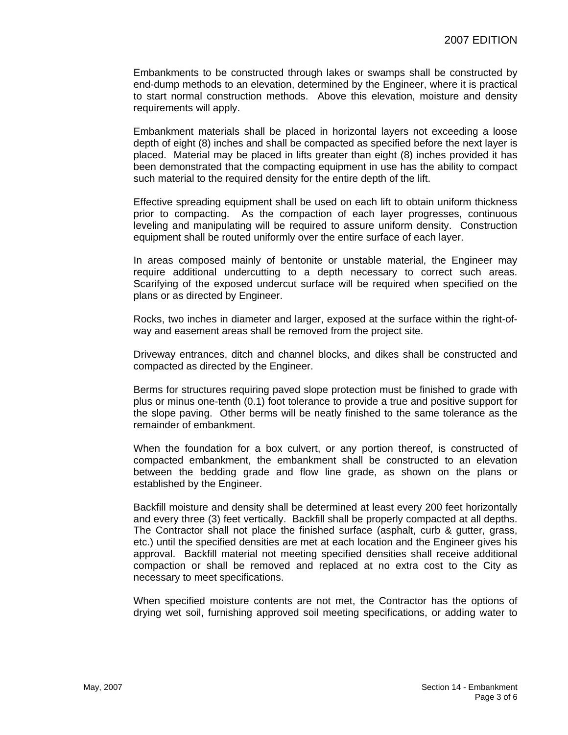Embankments to be constructed through lakes or swamps shall be constructed by end-dump methods to an elevation, determined by the Engineer, where it is practical to start normal construction methods. Above this elevation, moisture and density requirements will apply.

Embankment materials shall be placed in horizontal layers not exceeding a loose depth of eight (8) inches and shall be compacted as specified before the next layer is placed. Material may be placed in lifts greater than eight (8) inches provided it has been demonstrated that the compacting equipment in use has the ability to compact such material to the required density for the entire depth of the lift.

Effective spreading equipment shall be used on each lift to obtain uniform thickness prior to compacting. As the compaction of each layer progresses, continuous leveling and manipulating will be required to assure uniform density. Construction equipment shall be routed uniformly over the entire surface of each layer.

In areas composed mainly of bentonite or unstable material, the Engineer may require additional undercutting to a depth necessary to correct such areas. Scarifying of the exposed undercut surface will be required when specified on the plans or as directed by Engineer.

Rocks, two inches in diameter and larger, exposed at the surface within the right-of-way and easement areas shall be removed from the project site.

Driveway entrances, ditch and channel blocks, and dikes shall be constructed and compacted as directed by the Engineer.

Berms for structures requiring paved slope protection must be finished to grade with plus or minus one-tenth (0.1) foot tolerance to provide a true and positive support for the slope paving. Other berms will be neatly finished to the same tolerance as the remainder of embankment.

When the foundation for a box culvert, or any portion thereof, is constructed of compacted embankment, the embankment shall be constructed to an elevation between the bedding grade and flow line grade, as shown on the plans or established by the Engineer.

Backfill moisture and density shall be determined at least every 200 feet horizontally and every three (3) feet vertically. Backfill shall be properly compacted at all depths. The Contractor shall not place the finished surface (asphalt, curb & gutter, grass, etc.) until the specified densities are met at each location and the Engineer gives his approval. Backfill material not meeting specified densities shall receive additional compaction or shall be removed and replaced at no extra cost to the City as necessary to meet specifications.

When specified moisture contents are not met, the Contractor has the options of drying wet soil, furnishing approved soil meeting specifications, or adding water to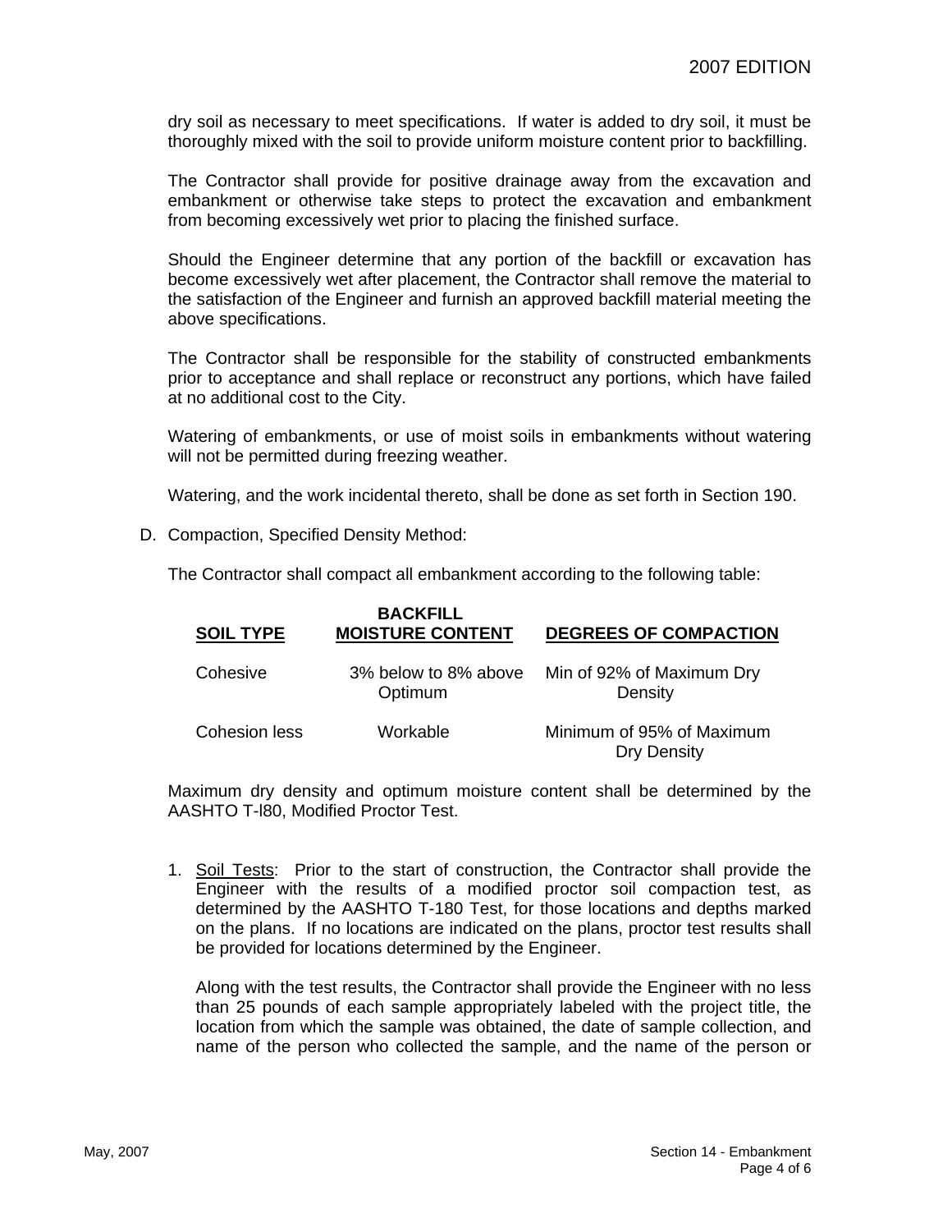dry soil as necessary to meet specifications. If water is added to dry soil, it must be thoroughly mixed with the soil to provide uniform moisture content prior to backfilling.

The Contractor shall provide for positive drainage away from the excavation and embankment or otherwise take steps to protect the excavation and embankment from becoming excessively wet prior to placing the finished surface.

Should the Engineer determine that any portion of the backfill or excavation has become excessively wet after placement, the Contractor shall remove the material to the satisfaction of the Engineer and furnish an approved backfill material meeting the above specifications.

The Contractor shall be responsible for the stability of constructed embankments prior to acceptance and shall replace or reconstruct any portions, which have failed at no additional cost to the City.

Watering of embankments, or use of moist soils in embankments without watering will not be permitted during freezing weather.

Watering, and the work incidental thereto, shall be done as set forth in Section 190.

D. Compaction, Specified Density Method:

The Contractor shall compact all embankment according to the following table:

| **SOIL TYPE** | **BACKFILL MOISTURE CONTENT** | **DEGREES OF COMPACTION** |
|---|---|---|
| Cohesive | 3% below to 8% above Optimum | Min of 92% of Maximum Dry Density |
| Cohesion less | Workable | Minimum of 95% of Maximum Dry Density |

Maximum dry density and optimum moisture content shall be determined by the AASHTO T-l80, Modified Proctor Test.

1. Soil Tests: Prior to the start of construction, the Contractor shall provide the Engineer with the results of a modified proctor soil compaction test, as determined by the AASHTO T-180 Test, for those locations and depths marked on the plans. If no locations are indicated on the plans, proctor test results shall be provided for locations determined by the Engineer.

   Along with the test results, the Contractor shall provide the Engineer with no less than 25 pounds of each sample appropriately labeled with the project title, the location from which the sample was obtained, the date of sample collection, and name of the person who collected the sample, and the name of the person or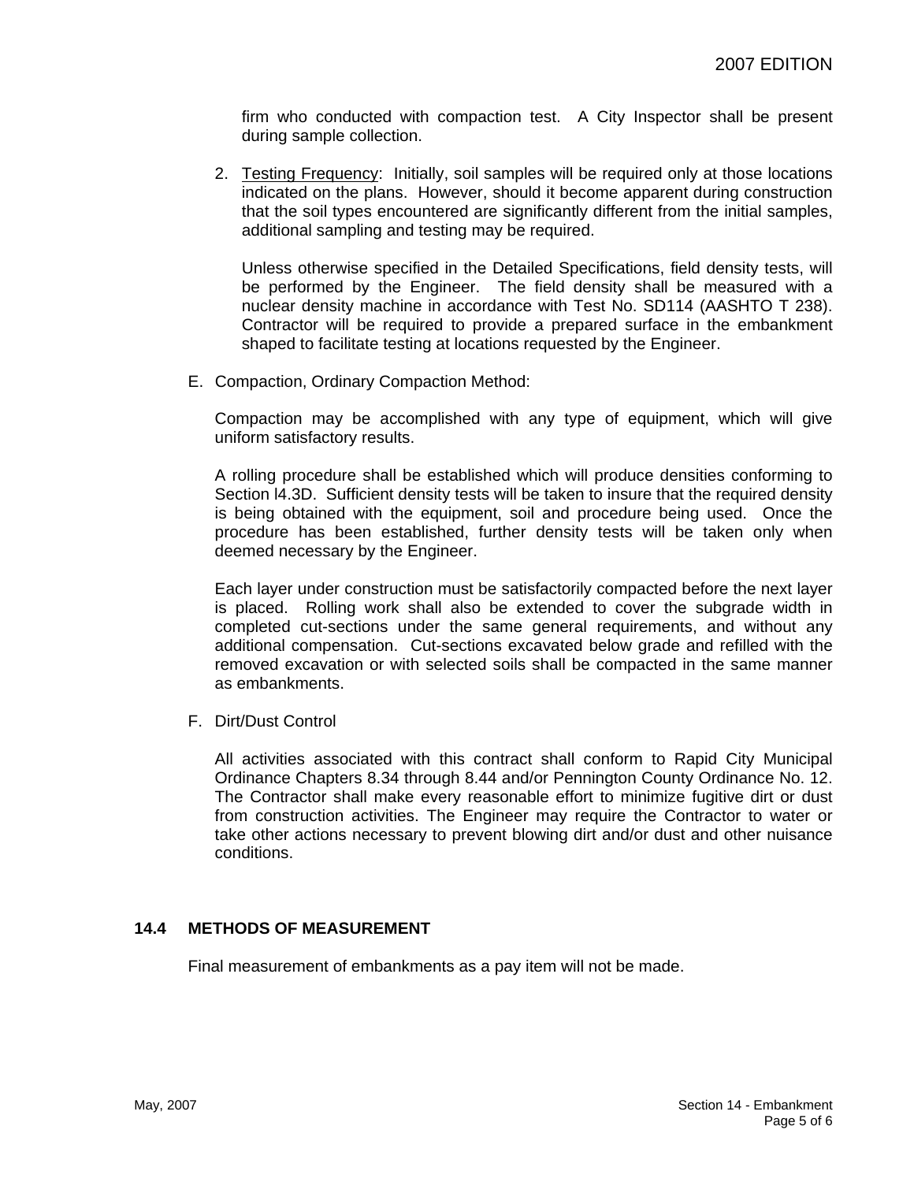firm who conducted with compaction test. A City Inspector shall be present during sample collection.

2. Testing Frequency: Initially, soil samples will be required only at those locations indicated on the plans. However, should it become apparent during construction that the soil types encountered are significantly different from the initial samples, additional sampling and testing may be required.

   Unless otherwise specified in the Detailed Specifications, field density tests, will be performed by the Engineer. The field density shall be measured with a nuclear density machine in accordance with Test No. SD114 (AASHTO T 238). Contractor will be required to provide a prepared surface in the embankment shaped to facilitate testing at locations requested by the Engineer.

E. Compaction, Ordinary Compaction Method:

   Compaction may be accomplished with any type of equipment, which will give uniform satisfactory results.

   A rolling procedure shall be established which will produce densities conforming to Section l4.3D. Sufficient density tests will be taken to insure that the required density is being obtained with the equipment, soil and procedure being used. Once the procedure has been established, further density tests will be taken only when deemed necessary by the Engineer.

   Each layer under construction must be satisfactorily compacted before the next layer is placed. Rolling work shall also be extended to cover the subgrade width in completed cut-sections under the same general requirements, and without any additional compensation. Cut-sections excavated below grade and refilled with the removed excavation or with selected soils shall be compacted in the same manner as embankments.

F. Dirt/Dust Control

   All activities associated with this contract shall conform to Rapid City Municipal Ordinance Chapters 8.34 through 8.44 and/or Pennington County Ordinance No. 12. The Contractor shall make every reasonable effort to minimize fugitive dirt or dust from construction activities. The Engineer may require the Contractor to water or take other actions necessary to prevent blowing dirt and/or dust and other nuisance conditions.

## 14.4 METHODS OF MEASUREMENT

Final measurement of embankments as a pay item will not be made.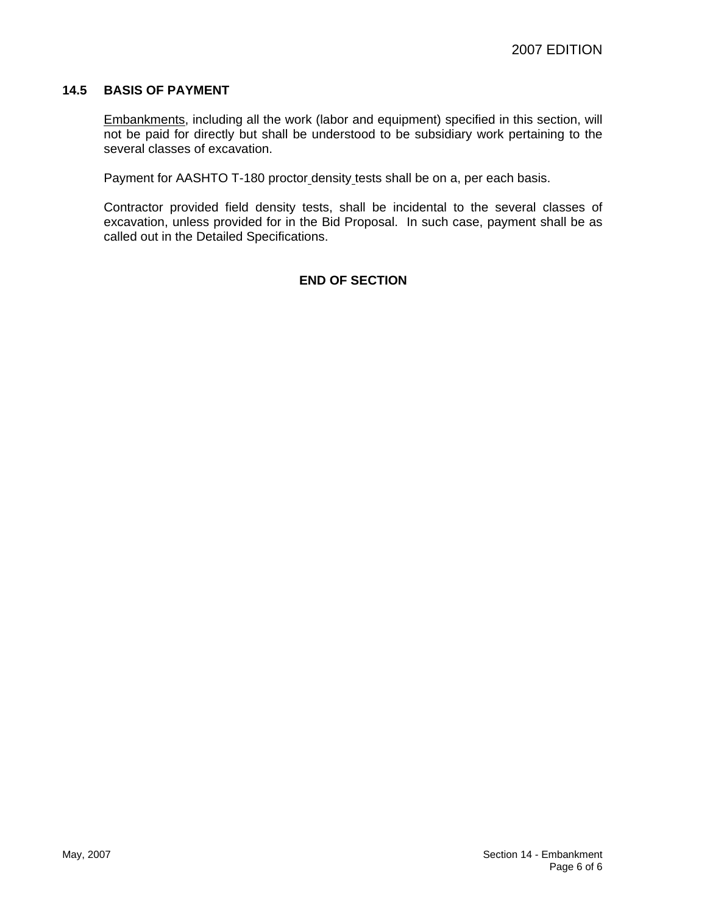## 14.5 BASIS OF PAYMENT

Embankments, including all the work (labor and equipment) specified in this section, will not be paid for directly but shall be understood to be subsidiary work pertaining to the several classes of excavation.

Payment for AASHTO T-180 proctor density tests shall be on a, per each basis.

Contractor provided field density tests, shall be incidental to the several classes of excavation, unless provided for in the Bid Proposal. In such case, payment shall be as called out in the Detailed Specifications.

**END OF SECTION**